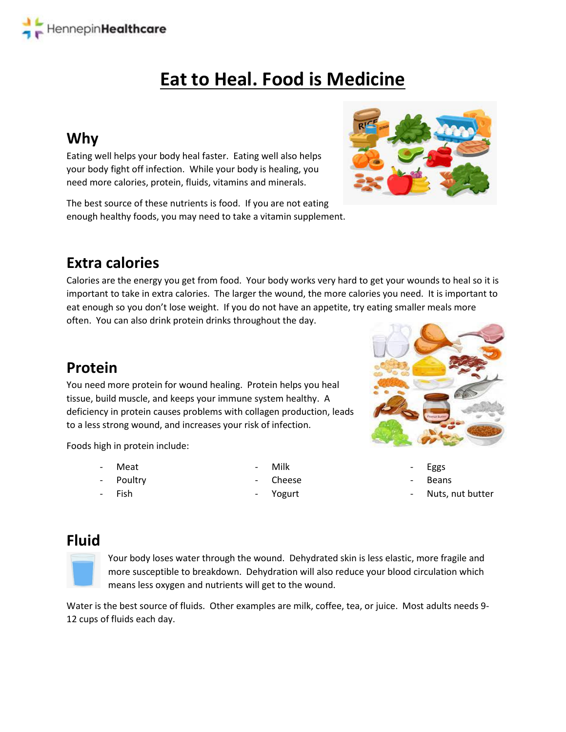# Eat to Heal. Food is Medicine

## Why

Eating well helps your body heal faster. Eating well also helps your body fight off infection. While your body is healing, you need more calories, protein, fluids, vitamins and minerals.

The best source of these nutrients is food. If you are not eating enough healthy foods, you may need to take a vitamin supplement.

## Extra calories

Calories are the energy you get from food. Your body works very hard to get your wounds to heal so it is important to take in extra calories. The larger the wound, the more calories you need. It is important to eat enough so you don't lose weight. If you do not have an appetite, try eating smaller meals more often. You can also drink protein drinks throughout the day.

## Protein

You need more protein for wound healing. Protein helps you heal tissue, build muscle, and keeps your immune system healthy. A deficiency in protein causes problems with collagen production, leads to a less strong wound, and increases your risk of infection.

Foods high in protein include:

- Meat
- Poultry
- Fish
- Milk
- Cheese
- Yogurt
- Eggs
- Beans
- Nuts, nut butter

## Fluid

Your body loses water through the wound. Dehydrated skin is less elastic, more fragile and more susceptible to breakdown. Dehydration will also reduce your blood circulation which means less oxygen and nutrients will get to the wound.

Water is the best source of fluids. Other examples are milk, coffee, tea, or juice. Most adults needs 9-12 cups of fluids each day.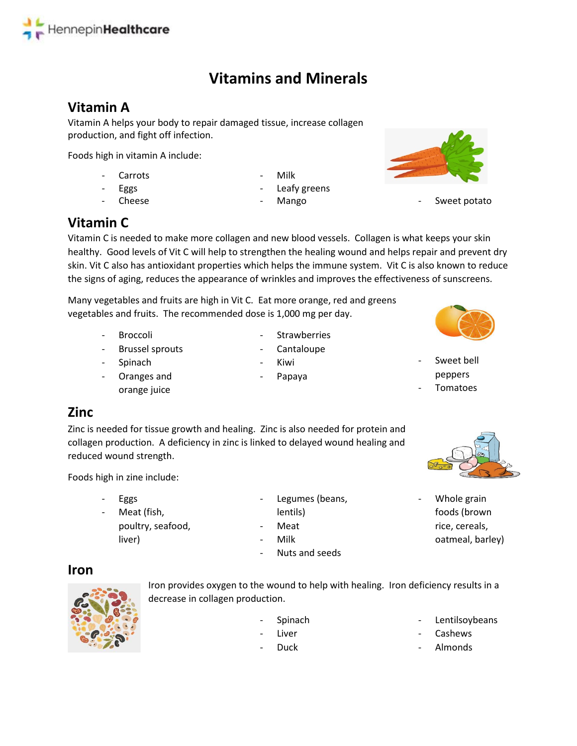# Vitamins and Minerals

## Vitamin A

Vitamin A helps your body to repair damaged tissue, increase collagen production, and fight off infection.

Foods high in vitamin A include:

- Carrots
- Eggs
- Cheese
- Milk
- Leafy greens
- Mango
- Sweet potato

## Vitamin C

Vitamin C is needed to make more collagen and new blood vessels. Collagen is what keeps your skin healthy. Good levels of Vit C will help to strengthen the healing wound and helps repair and prevent dry skin. Vit C also has antioxidant properties which helps the immune system. Vit C is also known to reduce the signs of aging, reduces the appearance of wrinkles and improves the effectiveness of sunscreens.

Many vegetables and fruits are high in Vit C. Eat more orange, red and greens vegetables and fruits. The recommended dose is 1,000 mg per day.

- Broccoli
- Brussel sprouts
- Spinach
- Oranges and orange juice
- Strawberries
- Cantaloupe
- Kiwi
- Papaya
- Sweet bell peppers
- Tomatoes

## Zinc

Zinc is needed for tissue growth and healing. Zinc is also needed for protein and collagen production. A deficiency in zinc is linked to delayed wound healing and reduced wound strength.

Foods high in zine include:

- Eggs
- Meat (fish, poultry, seafood, liver)
- Legumes (beans, lentils)
- Meat
- Milk
- Nuts and seeds
- Whole grain foods (brown rice, cereals, oatmeal, barley)

## Iron

Iron provides oxygen to the wound to help with healing. Iron deficiency results in a decrease in collagen production.

- Spinach
- Liver
- Duck
- Lentilsoybeans
- Cashews
- Almonds